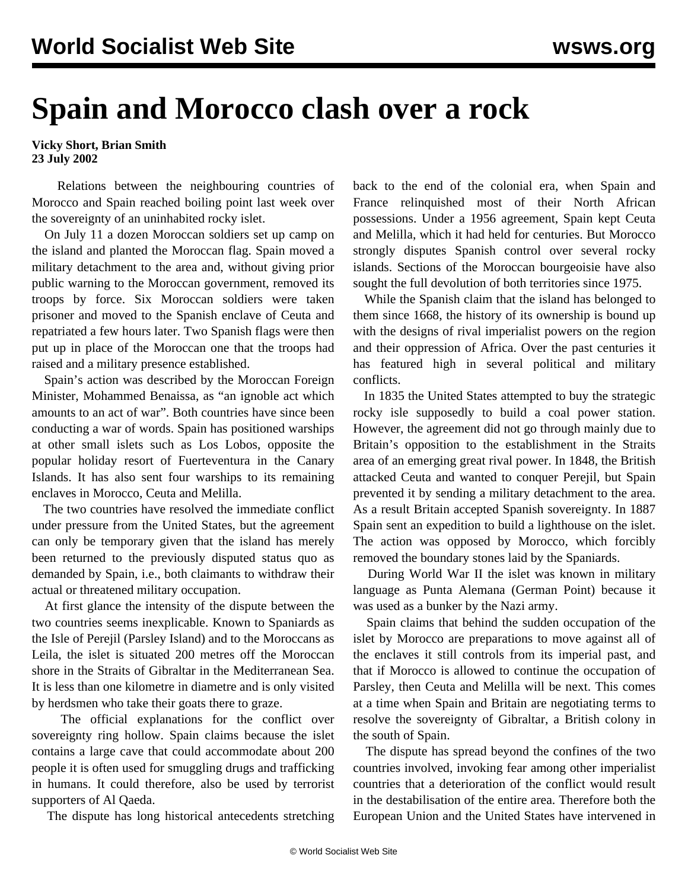# Spain and Morocco clash over a rock

**Vicky Short, Brian Smith**
**23 July 2002**

Relations between the neighbouring countries of Morocco and Spain reached boiling point last week over the sovereignty of an uninhabited rocky islet.

On July 11 a dozen Moroccan soldiers set up camp on the island and planted the Moroccan flag. Spain moved a military detachment to the area and, without giving prior public warning to the Moroccan government, removed its troops by force. Six Moroccan soldiers were taken prisoner and moved to the Spanish enclave of Ceuta and repatriated a few hours later. Two Spanish flags were then put up in place of the Moroccan one that the troops had raised and a military presence established.

Spain's action was described by the Moroccan Foreign Minister, Mohammed Benaissa, as "an ignoble act which amounts to an act of war". Both countries have since been conducting a war of words. Spain has positioned warships at other small islets such as Los Lobos, opposite the popular holiday resort of Fuerteventura in the Canary Islands. It has also sent four warships to its remaining enclaves in Morocco, Ceuta and Melilla.

The two countries have resolved the immediate conflict under pressure from the United States, but the agreement can only be temporary given that the island has merely been returned to the previously disputed status quo as demanded by Spain, i.e., both claimants to withdraw their actual or threatened military occupation.

At first glance the intensity of the dispute between the two countries seems inexplicable. Known to Spaniards as the Isle of Perejil (Parsley Island) and to the Moroccans as Leila, the islet is situated 200 metres off the Moroccan shore in the Straits of Gibraltar in the Mediterranean Sea. It is less than one kilometre in diameter and is only visited by herdsmen who take their goats there to graze.

The official explanations for the conflict over sovereignty ring hollow. Spain claims because the islet contains a large cave that could accommodate about 200 people it is often used for smuggling drugs and trafficking in humans. It could therefore, also be used by terrorist supporters of Al Qaeda.

The dispute has long historical antecedents stretching back to the end of the colonial era, when Spain and France relinquished most of their North African possessions. Under a 1956 agreement, Spain kept Ceuta and Melilla, which it had held for centuries. But Morocco strongly disputes Spanish control over several rocky islands. Sections of the Moroccan bourgeoisie have also sought the full devolution of both territories since 1975.

While the Spanish claim that the island has belonged to them since 1668, the history of its ownership is bound up with the designs of rival imperialist powers on the region and their oppression of Africa. Over the past centuries it has featured high in several political and military conflicts.

In 1835 the United States attempted to buy the strategic rocky isle supposedly to build a coal power station. However, the agreement did not go through mainly due to Britain's opposition to the establishment in the Straits area of an emerging great rival power. In 1848, the British attacked Ceuta and wanted to conquer Perejil, but Spain prevented it by sending a military detachment to the area. As a result Britain accepted Spanish sovereignty. In 1887 Spain sent an expedition to build a lighthouse on the islet. The action was opposed by Morocco, which forcibly removed the boundary stones laid by the Spaniards.

During World War II the islet was known in military language as Punta Alemana (German Point) because it was used as a bunker by the Nazi army.

Spain claims that behind the sudden occupation of the islet by Morocco are preparations to move against all of the enclaves it still controls from its imperial past, and that if Morocco is allowed to continue the occupation of Parsley, then Ceuta and Melilla will be next. This comes at a time when Spain and Britain are negotiating terms to resolve the sovereignty of Gibraltar, a British colony in the south of Spain.

The dispute has spread beyond the confines of the two countries involved, invoking fear among other imperialist countries that a deterioration of the conflict would result in the destabilisation of the entire area. Therefore both the European Union and the United States have intervened in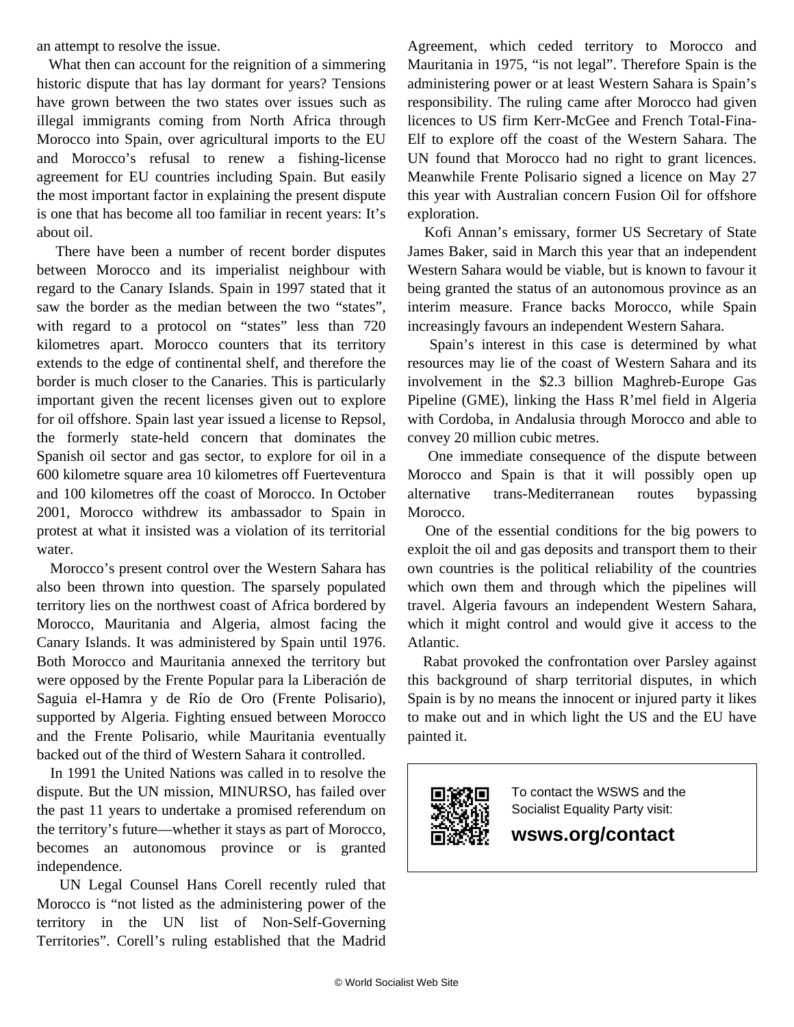an attempt to resolve the issue.

What then can account for the reignition of a simmering historic dispute that has lay dormant for years? Tensions have grown between the two states over issues such as illegal immigrants coming from North Africa through Morocco into Spain, over agricultural imports to the EU and Morocco's refusal to renew a fishing-license agreement for EU countries including Spain. But easily the most important factor in explaining the present dispute is one that has become all too familiar in recent years: It's about oil.

There have been a number of recent border disputes between Morocco and its imperialist neighbour with regard to the Canary Islands. Spain in 1997 stated that it saw the border as the median between the two "states", with regard to a protocol on "states" less than 720 kilometres apart. Morocco counters that its territory extends to the edge of continental shelf, and therefore the border is much closer to the Canaries. This is particularly important given the recent licenses given out to explore for oil offshore. Spain last year issued a license to Repsol, the formerly state-held concern that dominates the Spanish oil sector and gas sector, to explore for oil in a 600 kilometre square area 10 kilometres off Fuerteventura and 100 kilometres off the coast of Morocco. In October 2001, Morocco withdrew its ambassador to Spain in protest at what it insisted was a violation of its territorial water.

Morocco's present control over the Western Sahara has also been thrown into question. The sparsely populated territory lies on the northwest coast of Africa bordered by Morocco, Mauritania and Algeria, almost facing the Canary Islands. It was administered by Spain until 1976. Both Morocco and Mauritania annexed the territory but were opposed by the Frente Popular para la Liberación de Saguia el-Hamra y de Río de Oro (Frente Polisario), supported by Algeria. Fighting ensued between Morocco and the Frente Polisario, while Mauritania eventually backed out of the third of Western Sahara it controlled.

In 1991 the United Nations was called in to resolve the dispute. But the UN mission, MINURSO, has failed over the past 11 years to undertake a promised referendum on the territory's future—whether it stays as part of Morocco, becomes an autonomous province or is granted independence.

UN Legal Counsel Hans Corell recently ruled that Morocco is "not listed as the administering power of the territory in the UN list of Non-Self-Governing Territories". Corell's ruling established that the Madrid Agreement, which ceded territory to Morocco and Mauritania in 1975, "is not legal". Therefore Spain is the administering power or at least Western Sahara is Spain's responsibility. The ruling came after Morocco had given licences to US firm Kerr-McGee and French Total-Fina-Elf to explore off the coast of the Western Sahara. The UN found that Morocco had no right to grant licences. Meanwhile Frente Polisario signed a licence on May 27 this year with Australian concern Fusion Oil for offshore exploration.

Kofi Annan's emissary, former US Secretary of State James Baker, said in March this year that an independent Western Sahara would be viable, but is known to favour it being granted the status of an autonomous province as an interim measure. France backs Morocco, while Spain increasingly favours an independent Western Sahara.

Spain's interest in this case is determined by what resources may lie of the coast of Western Sahara and its involvement in the $2.3 billion Maghreb-Europe Gas Pipeline (GME), linking the Hass R'mel field in Algeria with Cordoba, in Andalusia through Morocco and able to convey 20 million cubic metres.

One immediate consequence of the dispute between Morocco and Spain is that it will possibly open up alternative trans-Mediterranean routes bypassing Morocco.

One of the essential conditions for the big powers to exploit the oil and gas deposits and transport them to their own countries is the political reliability of the countries which own them and through which the pipelines will travel. Algeria favours an independent Western Sahara, which it might control and would give it access to the Atlantic.

Rabat provoked the confrontation over Parsley against this background of sharp territorial disputes, in which Spain is by no means the innocent or injured party it likes to make out and in which light the US and the EU have painted it.

To contact the WSWS and the Socialist Equality Party visit:

**wsws.org/contact**